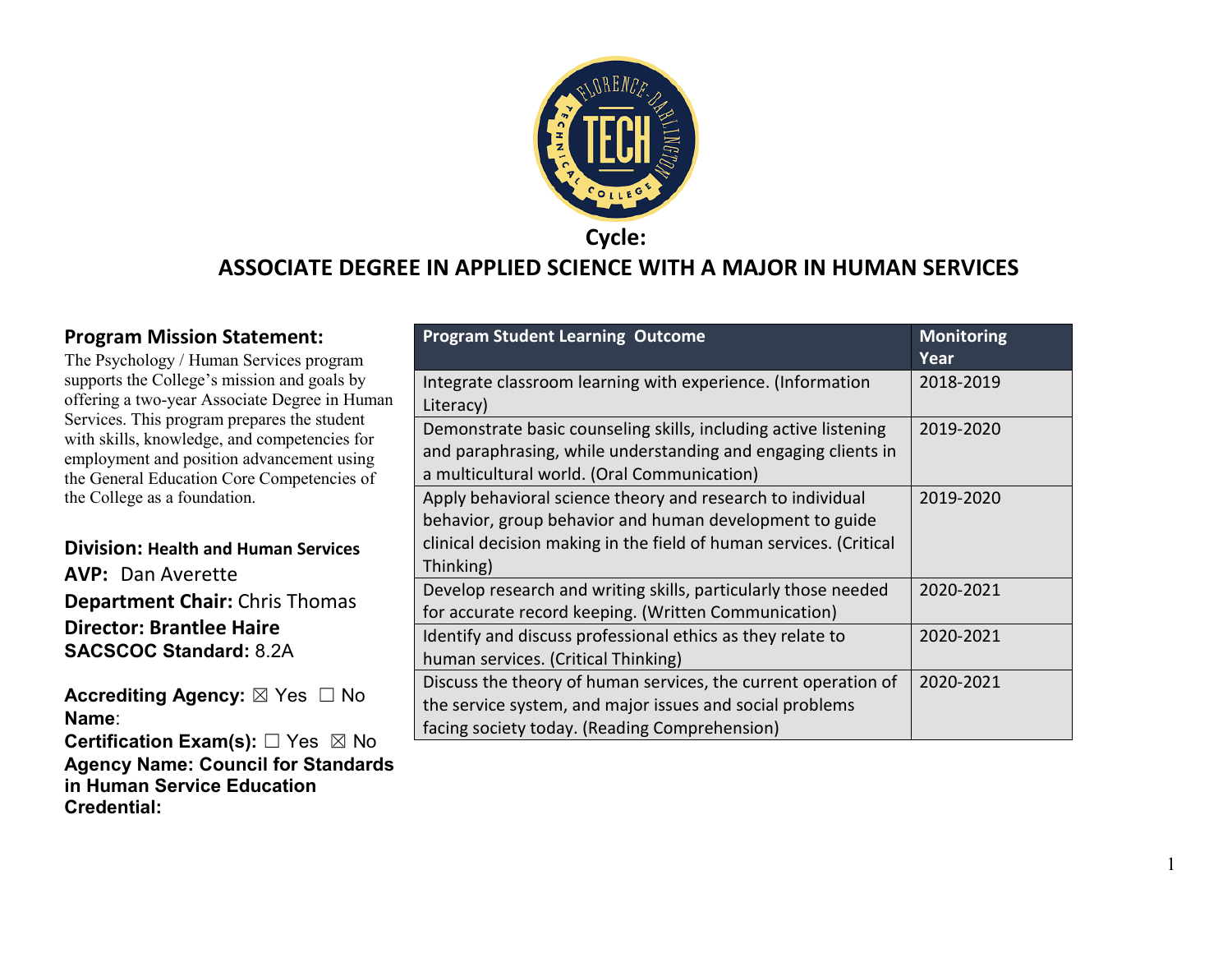# Cycle:

# ASSOCIATE DEGREE IN APPLIED SCIENCE WITH A MAJOR IN HUMAN SERVICES

## Program Mission Statement:

The Psychology / Human Services program supports the College's mission and goals by offering a two-year Associate Degree in Human Services. This program prepares the student with skills, knowledge, and competencies for employment and position advancement using the General Education Core Competencies of the College as a foundation.

**Division:** **Health and Human Services**
**AVP:** Dan Averette
**Department Chair:** Chris Thomas
**Director: Brantlee Haire**
**SACSCOC Standard:** 8.2A

**Accrediting Agency:** ☒ Yes ☐ No
**Name**:
**Certification Exam(s):** ☐ Yes ☒ No
**Agency Name: Council for Standards in Human Service Education**
**Credential:**

| Program Student Learning Outcome | Monitoring Year |
|---|---|
| Integrate classroom learning with experience. (Information Literacy) | 2018-2019 |
| Demonstrate basic counseling skills, including active listening and paraphrasing, while understanding and engaging clients in a multicultural world. (Oral Communication) | 2019-2020 |
| Apply behavioral science theory and research to individual behavior, group behavior and human development to guide clinical decision making in the field of human services. (Critical Thinking) | 2019-2020 |
| Develop research and writing skills, particularly those needed for accurate record keeping. (Written Communication) | 2020-2021 |
| Identify and discuss professional ethics as they relate to human services. (Critical Thinking) | 2020-2021 |
| Discuss the theory of human services, the current operation of the service system, and major issues and social problems facing society today. (Reading Comprehension) | 2020-2021 |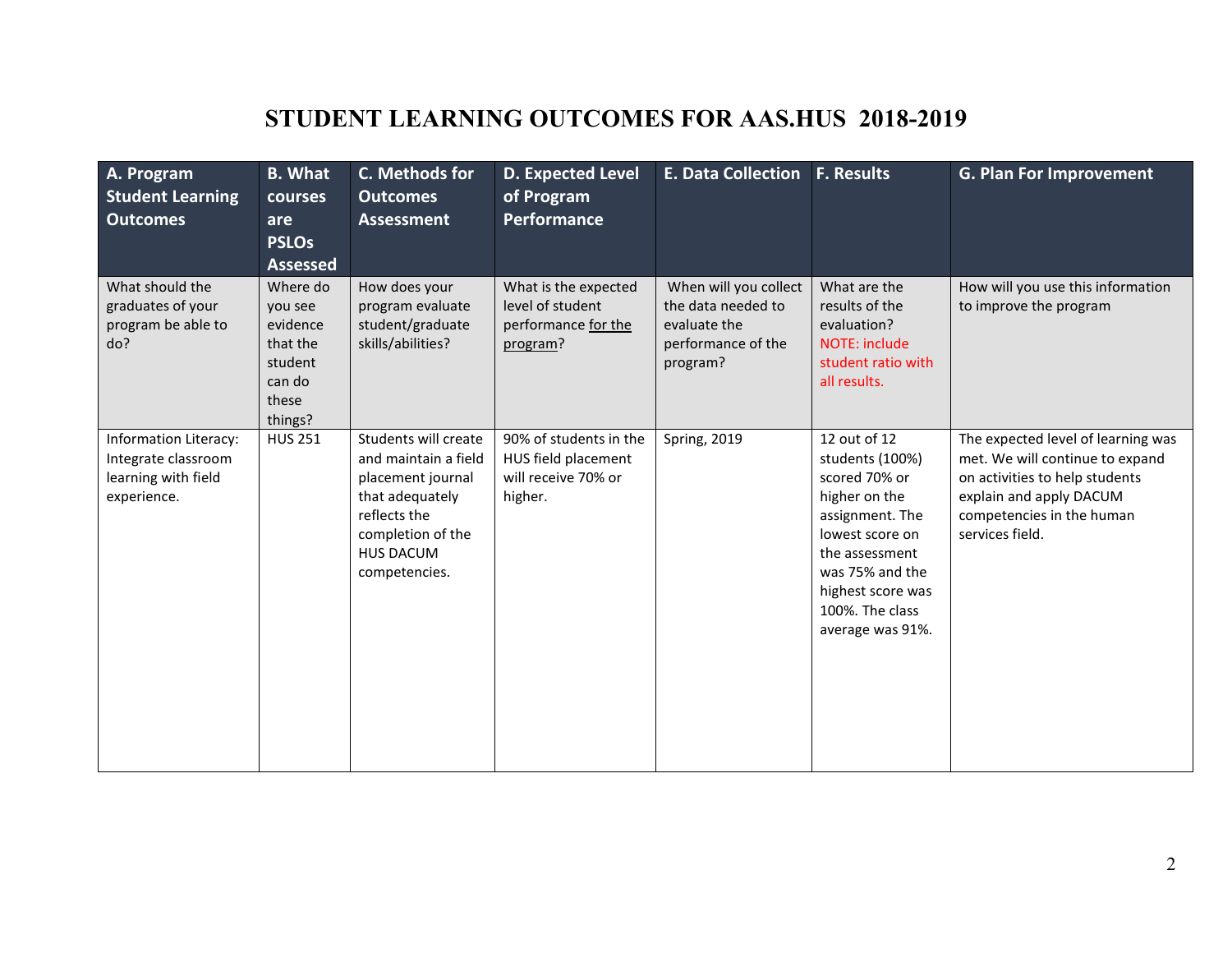# STUDENT LEARNING OUTCOMES FOR AAS.HUS 2018-2019

| A. Program Student Learning Outcomes | B. What courses are PSLOs Assessed | C. Methods for Outcomes Assessment | D. Expected Level of Program Performance | E. Data Collection | F. Results | G. Plan For Improvement |
|---|---|---|---|---|---|---|
| What should the graduates of your program be able to do? | Where do you see evidence that the student can do these things? | How does your program evaluate student/graduate skills/abilities? | What is the expected level of student performance for the program? | When will you collect the data needed to evaluate the performance of the program? | What are the results of the evaluation? NOTE: include student ratio with all results. | How will you use this information to improve the program |
| Information Literacy: Integrate classroom learning with field experience. | HUS 251 | Students will create and maintain a field placement journal that adequately reflects the completion of the HUS DACUM competencies. | 90% of students in the HUS field placement will receive 70% or higher. | Spring, 2019 | 12 out of 12 students (100%) scored 70% or higher on the assignment. The lowest score on the assessment was 75% and the highest score was 100%. The class average was 91%. | The expected level of learning was met. We will continue to expand on activities to help students explain and apply DACUM competencies in the human services field. |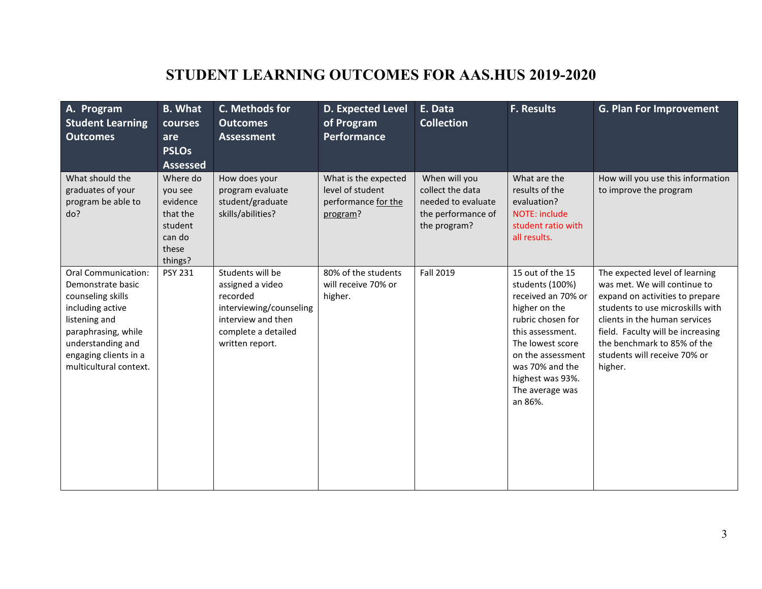# STUDENT LEARNING OUTCOMES FOR AAS.HUS 2019-2020

| A. Program Student Learning Outcomes | B. What courses are PSLOs Assessed | C. Methods for Outcomes Assessment | D. Expected Level of Program Performance | E. Data Collection | F. Results | G. Plan For Improvement |
|---|---|---|---|---|---|---|
| What should the graduates of your program be able to do? | Where do you see evidence that the student can do these things? | How does your program evaluate student/graduate skills/abilities? | What is the expected level of student performance for the program? | When will you collect the data needed to evaluate the performance of the program? | What are the results of the evaluation? NOTE: include student ratio with all results. | How will you use this information to improve the program |
| Oral Communication: Demonstrate basic counseling skills including active listening and paraphrasing, while understanding and engaging clients in a multicultural context. | PSY 231 | Students will be assigned a video recorded interviewing/counseling interview and then complete a detailed written report. | 80% of the students will receive 70% or higher. | Fall 2019 | 15 out of the 15 students (100%) received an 70% or higher on the rubric chosen for this assessment. The lowest score on the assessment was 70% and the highest was 93%. The average was an 86%. | The expected level of learning was met. We will continue to expand on activities to prepare students to use microskills with clients in the human services field. Faculty will be increasing the benchmark to 85% of the students will receive 70% or higher. |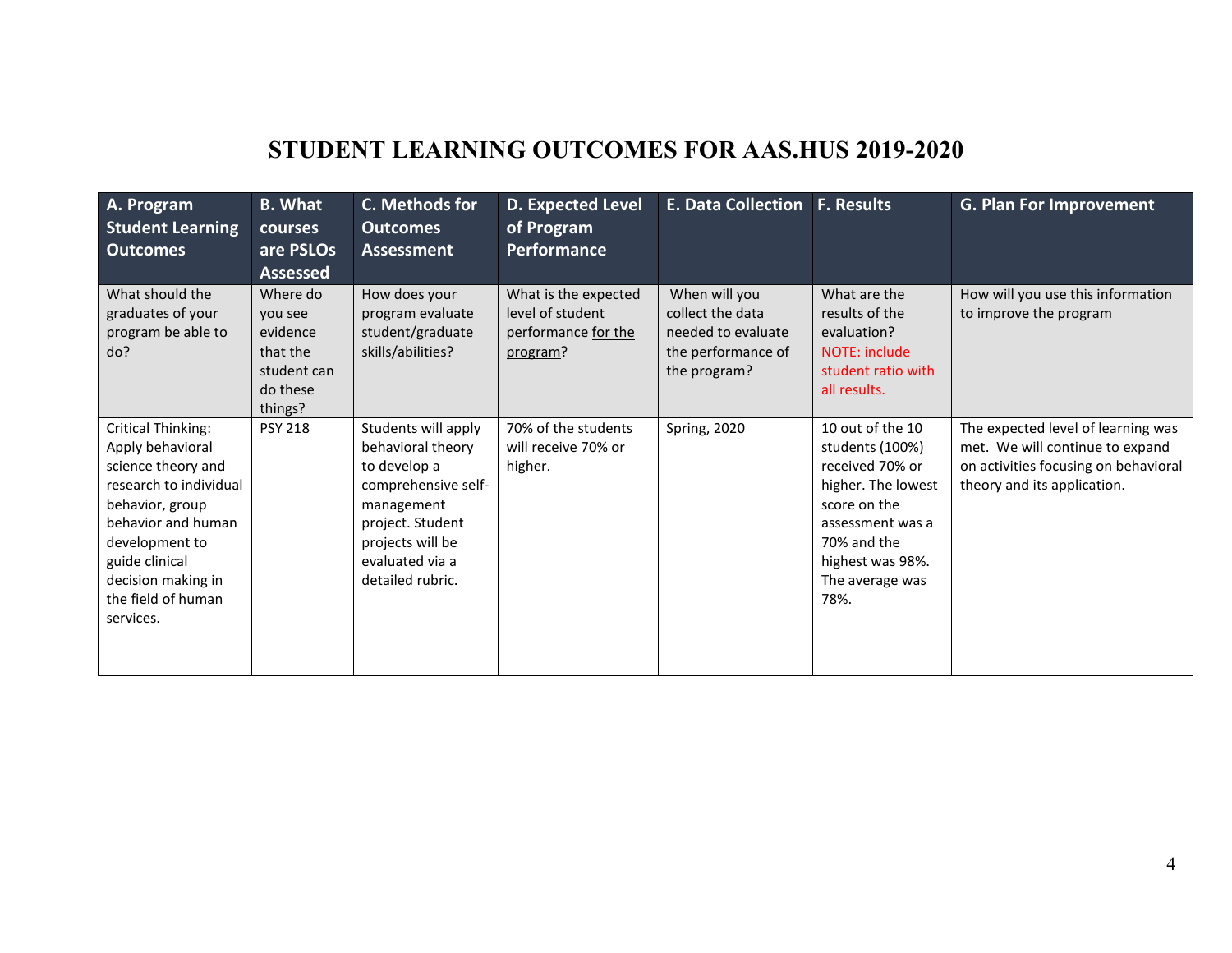# STUDENT LEARNING OUTCOMES FOR AAS.HUS 2019-2020

| A. Program Student Learning Outcomes | B. What courses are PSLOs Assessed | C. Methods for Outcomes Assessment | D. Expected Level of Program Performance | E. Data Collection | F. Results | G. Plan For Improvement |
|---|---|---|---|---|---|---|
| What should the graduates of your program be able to do? | Where do you see evidence that the student can do these things? | How does your program evaluate student/graduate skills/abilities? | What is the expected level of student performance for the program? | When will you collect the data needed to evaluate the performance of the program? | What are the results of the evaluation? NOTE: include student ratio with all results. | How will you use this information to improve the program |
| Critical Thinking: Apply behavioral science theory and research to individual behavior, group behavior and human development to guide clinical decision making in the field of human services. | PSY 218 | Students will apply behavioral theory to develop a comprehensive self-management project. Student projects will be evaluated via a detailed rubric. | 70% of the students will receive 70% or higher. | Spring, 2020 | 10 out of the 10 students (100%) received 70% or higher. The lowest score on the assessment was a 70% and the highest was 98%. The average was 78%. | The expected level of learning was met. We will continue to expand on activities focusing on behavioral theory and its application. |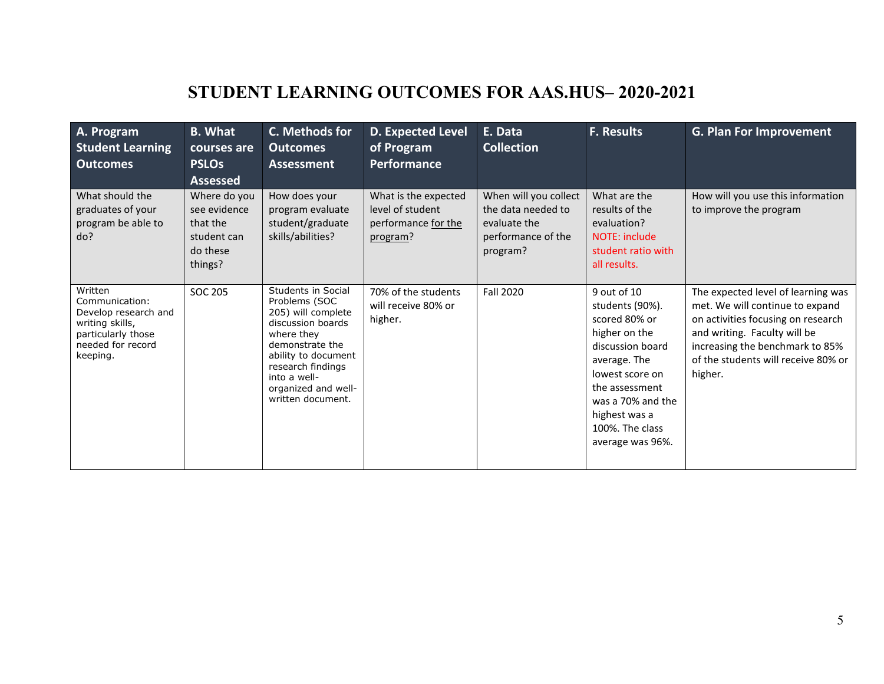# STUDENT LEARNING OUTCOMES FOR AAS.HUS– 2020-2021

| A. Program Student Learning Outcomes | B. What courses are PSLOs Assessed | C. Methods for Outcomes Assessment | D. Expected Level of Program Performance | E. Data Collection | F. Results | G. Plan For Improvement |
|---|---|---|---|---|---|---|
| What should the graduates of your program be able to do? | Where do you see evidence that the student can do these things? | How does your program evaluate student/graduate skills/abilities? | What is the expected level of student performance for the program? | When will you collect the data needed to evaluate the performance of the program? | What are the results of the evaluation? NOTE: include student ratio with all results. | How will you use this information to improve the program |
| Written Communication: Develop research and writing skills, particularly those needed for record keeping. | SOC 205 | Students in Social Problems (SOC 205) will complete discussion boards where they demonstrate the ability to document research findings into a well-organized and well-written document. | 70% of the students will receive 80% or higher. | Fall 2020 | 9 out of 10 students (90%). scored 80% or higher on the discussion board average. The lowest score on the assessment was a 70% and the highest was a 100%. The class average was 96%. | The expected level of learning was met. We will continue to expand on activities focusing on research and writing. Faculty will be increasing the benchmark to 85% of the students will receive 80% or higher. |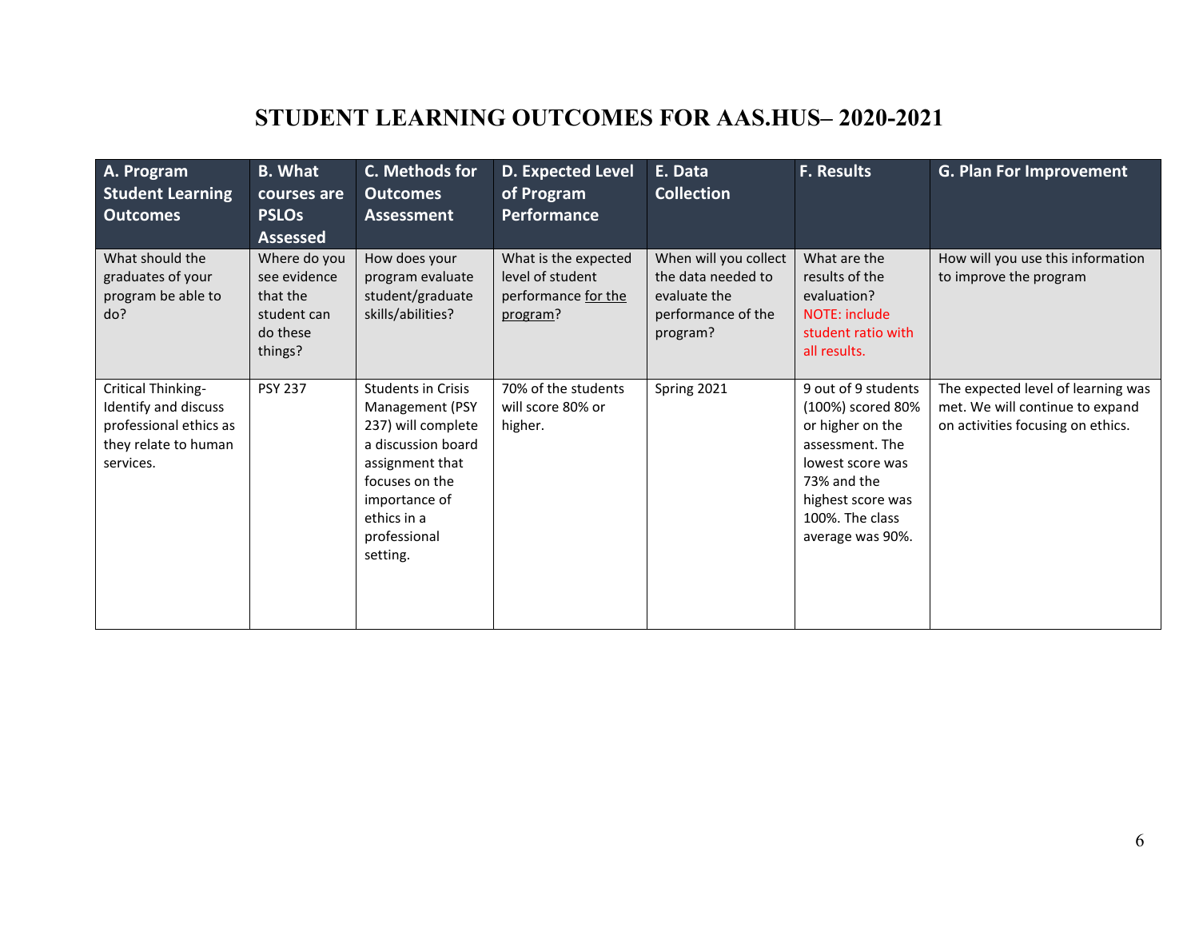# STUDENT LEARNING OUTCOMES FOR AAS.HUS– 2020-2021

| A. Program Student Learning Outcomes | B. What courses are PSLOs Assessed | C. Methods for Outcomes Assessment | D. Expected Level of Program Performance | E. Data Collection | F. Results | G. Plan For Improvement |
|---|---|---|---|---|---|---|
| What should the graduates of your program be able to do? | Where do you see evidence that the student can do these things? | How does your program evaluate student/graduate skills/abilities? | What is the expected level of student performance for the program? | When will you collect the data needed to evaluate the performance of the program? | What are the results of the evaluation? NOTE: include student ratio with all results. | How will you use this information to improve the program |
| Critical Thinking- Identify and discuss professional ethics as they relate to human services. | PSY 237 | Students in Crisis Management (PSY 237) will complete a discussion board assignment that focuses on the importance of ethics in a professional setting. | 70% of the students will score 80% or higher. | Spring 2021 | 9 out of 9 students (100%) scored 80% or higher on the assessment. The lowest score was 73% and the highest score was 100%. The class average was 90%. | The expected level of learning was met. We will continue to expand on activities focusing on ethics. |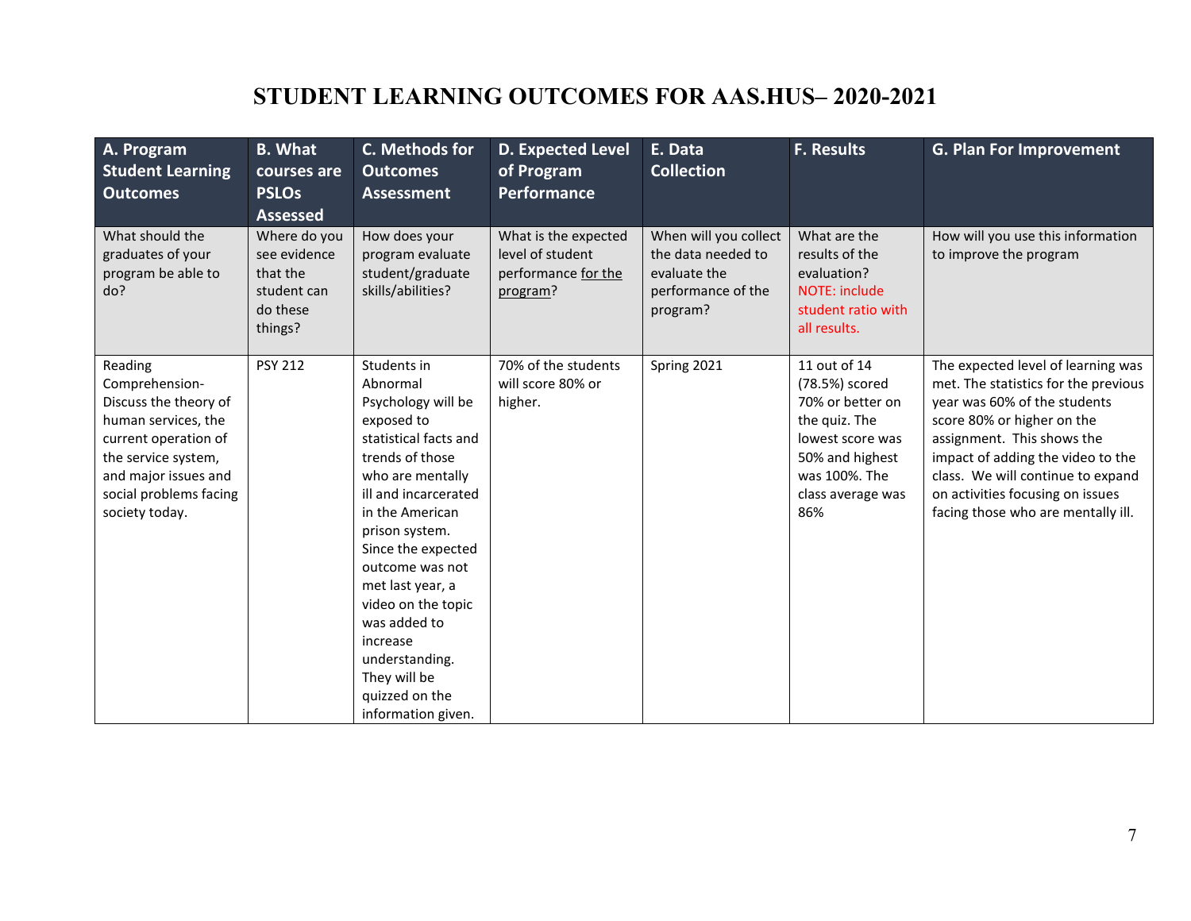# STUDENT LEARNING OUTCOMES FOR AAS.HUS– 2020-2021

| A. Program Student Learning Outcomes | B. What courses are PSLOs Assessed | C. Methods for Outcomes Assessment | D. Expected Level of Program Performance | E. Data Collection | F. Results | G. Plan For Improvement |
|---|---|---|---|---|---|---|
| What should the graduates of your program be able to do? | Where do you see evidence that the student can do these things? | How does your program evaluate student/graduate skills/abilities? | What is the expected level of student performance for the program? | When will you collect the data needed to evaluate the performance of the program? | What are the results of the evaluation? NOTE: include student ratio with all results. | How will you use this information to improve the program |
| Reading Comprehension- Discuss the theory of human services, the current operation of the service system, and major issues and social problems facing society today. | PSY 212 | Students in Abnormal Psychology will be exposed to statistical facts and trends of those who are mentally ill and incarcerated in the American prison system. Since the expected outcome was not met last year, a video on the topic was added to increase understanding. They will be quizzed on the information given. | 70% of the students will score 80% or higher. | Spring 2021 | 11 out of 14 (78.5%) scored 70% or better on the quiz. The lowest score was 50% and highest was 100%. The class average was 86% | The expected level of learning was met. The statistics for the previous year was 60% of the students score 80% or higher on the assignment. This shows the impact of adding the video to the class. We will continue to expand on activities focusing on issues facing those who are mentally ill. |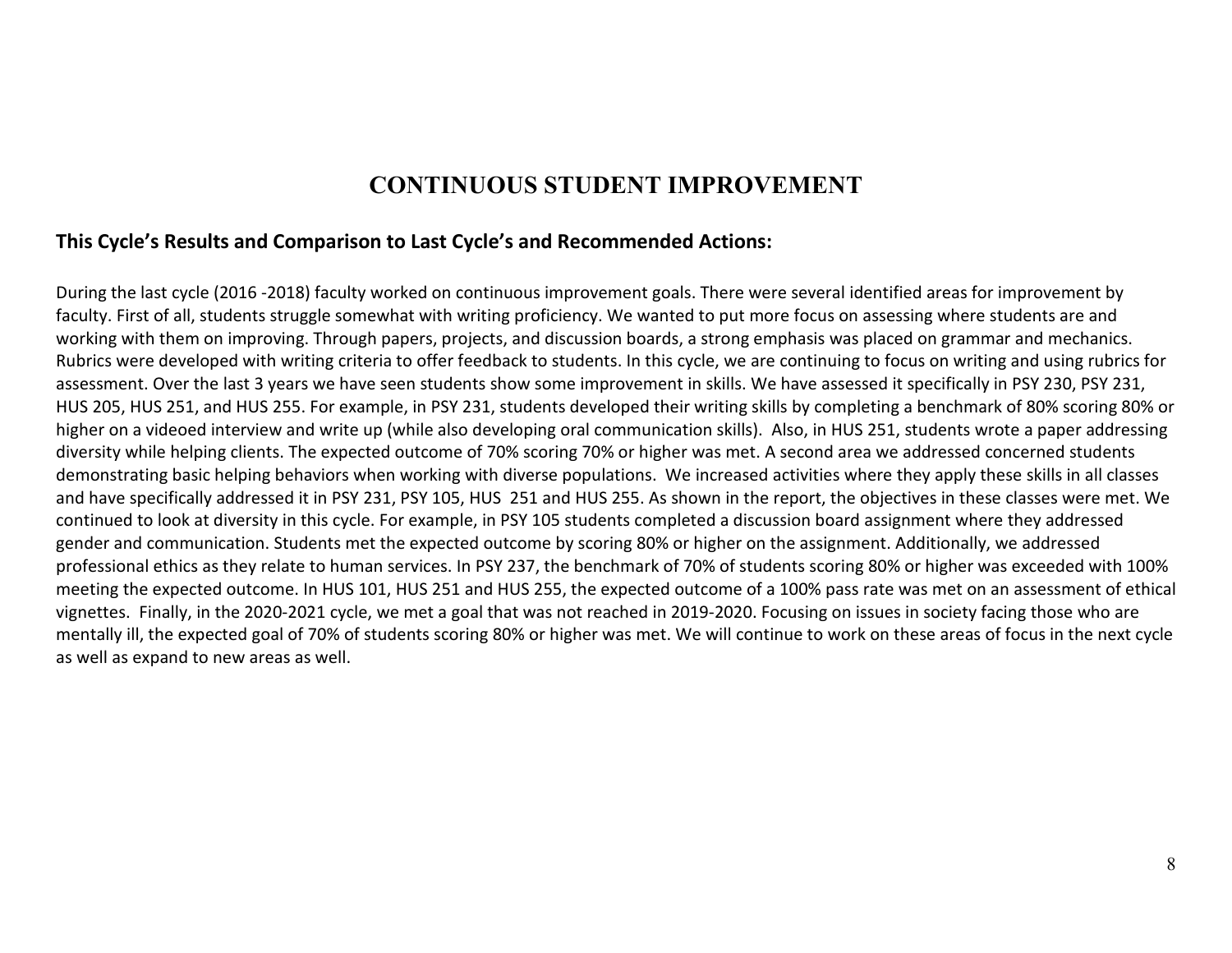# CONTINUOUS STUDENT IMPROVEMENT

## This Cycle's Results and Comparison to Last Cycle's and Recommended Actions:

During the last cycle (2016 -2018) faculty worked on continuous improvement goals. There were several identified areas for improvement by faculty. First of all, students struggle somewhat with writing proficiency. We wanted to put more focus on assessing where students are and working with them on improving. Through papers, projects, and discussion boards, a strong emphasis was placed on grammar and mechanics. Rubrics were developed with writing criteria to offer feedback to students. In this cycle, we are continuing to focus on writing and using rubrics for assessment. Over the last 3 years we have seen students show some improvement in skills. We have assessed it specifically in PSY 230, PSY 231, HUS 205, HUS 251, and HUS 255. For example, in PSY 231, students developed their writing skills by completing a benchmark of 80% scoring 80% or higher on a videoed interview and write up (while also developing oral communication skills). Also, in HUS 251, students wrote a paper addressing diversity while helping clients. The expected outcome of 70% scoring 70% or higher was met. A second area we addressed concerned students demonstrating basic helping behaviors when working with diverse populations. We increased activities where they apply these skills in all classes and have specifically addressed it in PSY 231, PSY 105, HUS 251 and HUS 255. As shown in the report, the objectives in these classes were met. We continued to look at diversity in this cycle. For example, in PSY 105 students completed a discussion board assignment where they addressed gender and communication. Students met the expected outcome by scoring 80% or higher on the assignment. Additionally, we addressed professional ethics as they relate to human services. In PSY 237, the benchmark of 70% of students scoring 80% or higher was exceeded with 100% meeting the expected outcome. In HUS 101, HUS 251 and HUS 255, the expected outcome of a 100% pass rate was met on an assessment of ethical vignettes. Finally, in the 2020-2021 cycle, we met a goal that was not reached in 2019-2020. Focusing on issues in society facing those who are mentally ill, the expected goal of 70% of students scoring 80% or higher was met. We will continue to work on these areas of focus in the next cycle as well as expand to new areas as well.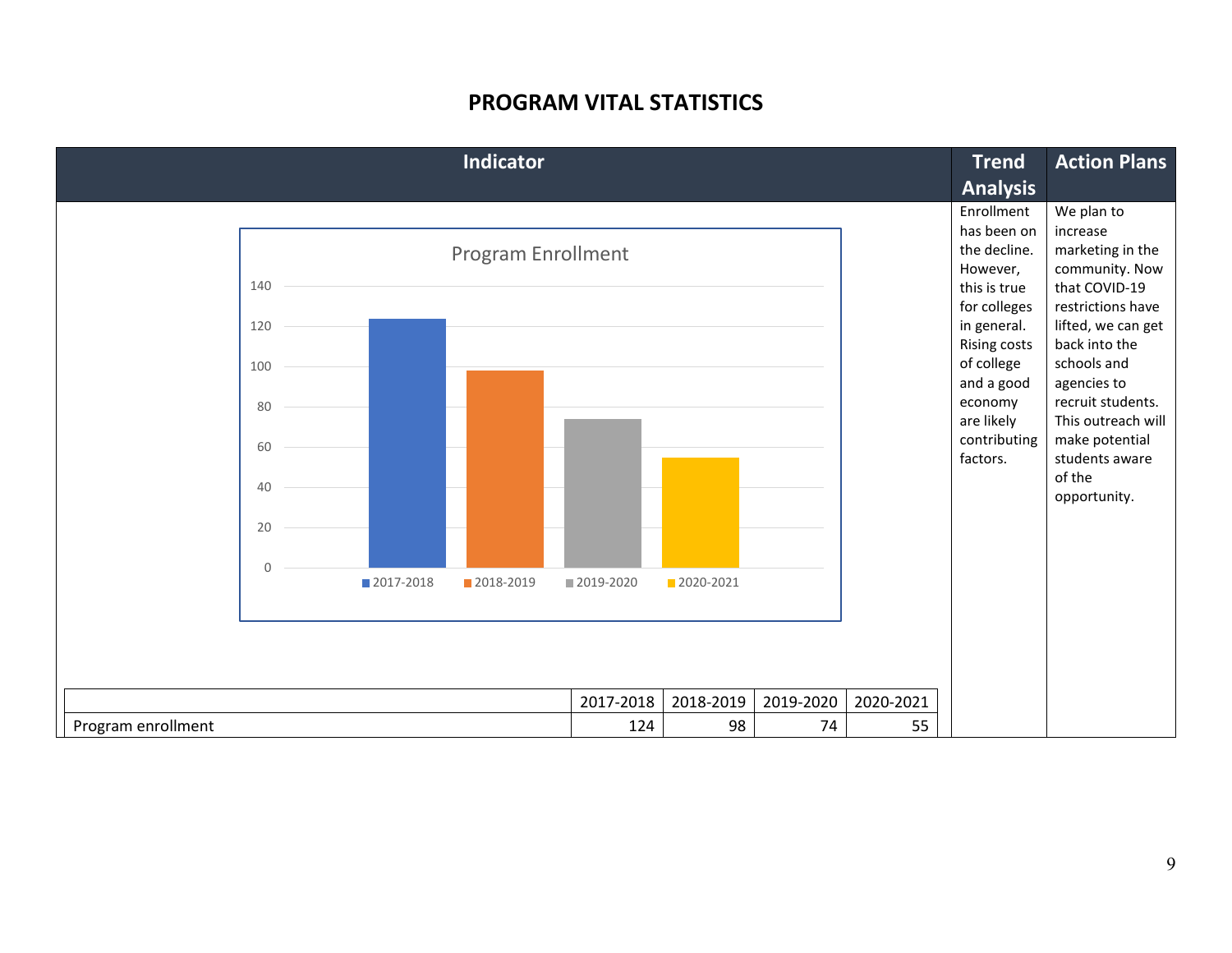# PROGRAM VITAL STATISTICS

| Indicator | Trend Analysis | Action Plans |
| --- | --- | --- |
| Program Enrollment (chart: 2017-2018, 2018-2019, 2019-2020, 2020-2021) | Enrollment has been on the decline. However, this is true for colleges in general. Rising costs of college and a good economy are likely contributing factors. | We plan to increase marketing in the community. Now that COVID-19 restrictions have lifted, we can get back into the schools and agencies to recruit students. This outreach will make potential students aware of the opportunity. |

| | 2017-2018 | 2018-2019 | 2019-2020 | 2020-2021 |
| --- | --- | --- | --- | --- |
| Program enrollment | 124 | 98 | 74 | 55 |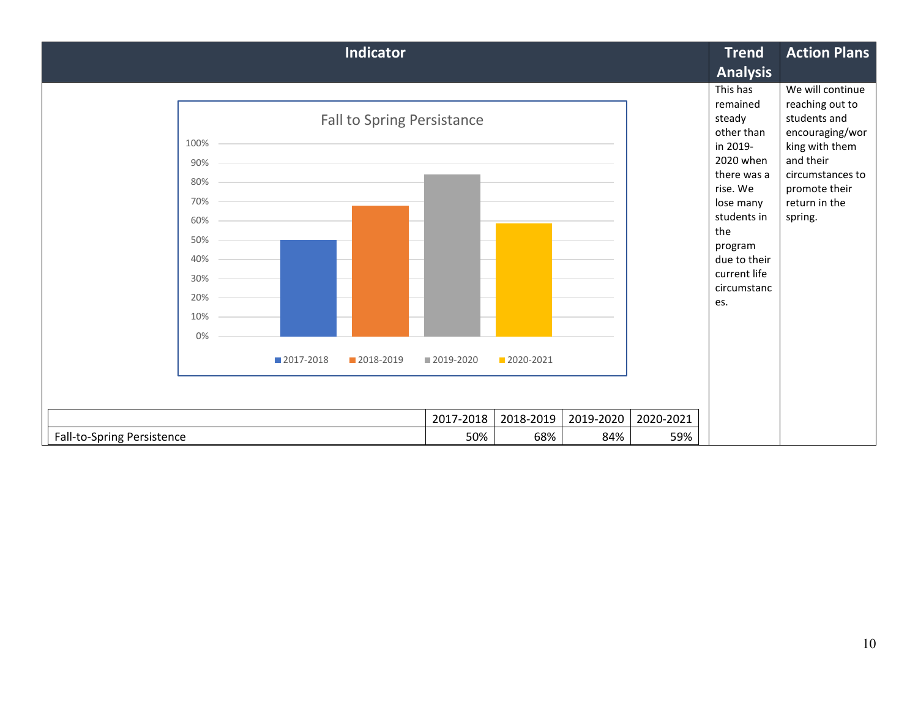| Indicator | Trend Analysis | Action Plans |
|---|---|---|
| **Fall to Spring Persistance**<br><br>2017-2018: 50%, 2018-2019: 68%, 2019-2020: 84%, 2020-2021: 59% | This has remained steady other than in 2019-2020 when there was a rise. We lose many students in the program due to their current life circumstances. | We will continue reaching out to students and encouraging/working with them and their circumstances to promote their return in the spring. |

| | 2017-2018 | 2018-2019 | 2019-2020 | 2020-2021 |
|---|---|---|---|---|
| Fall-to-Spring Persistence | 50% | 68% | 84% | 59% |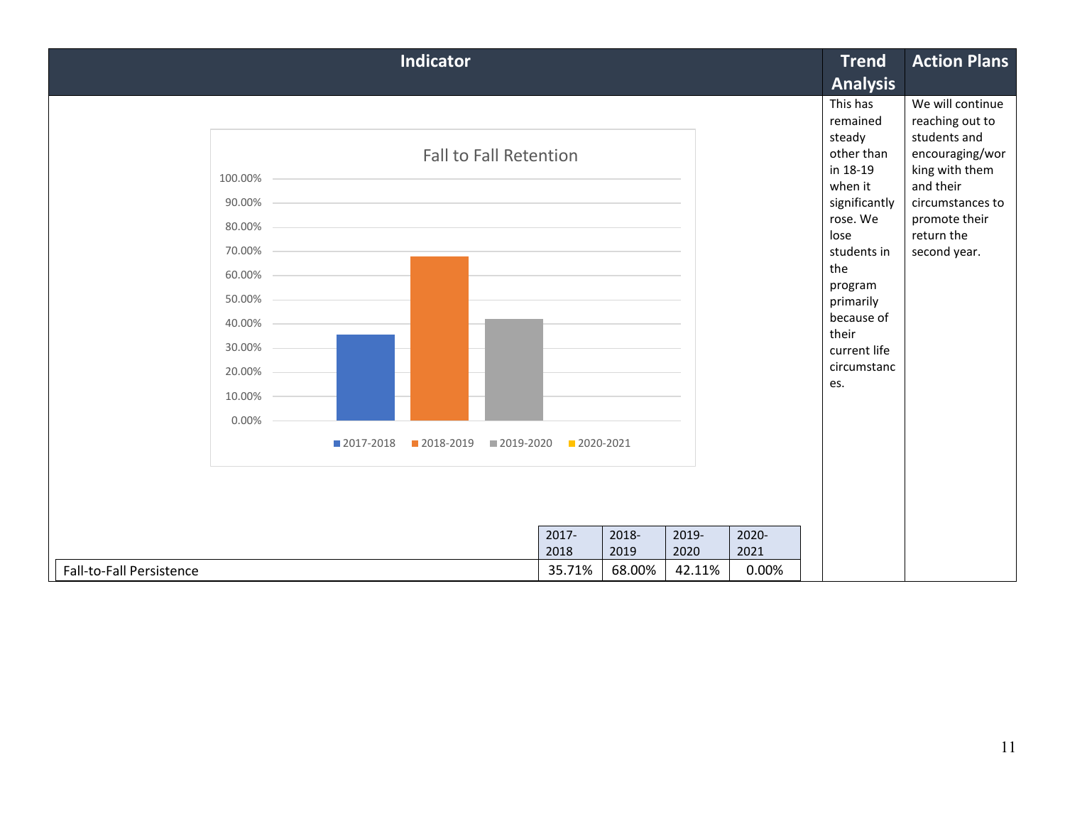| Indicator | Trend Analysis | Action Plans |
|---|---|---|
| Fall to Fall Retention | This has remained steady other than in 18-19 when it significantly rose. We lose students in the program primarily because of their current life circumstances. | We will continue reaching out to students and encouraging/working with them and their circumstances to promote their return the second year. |

| | 2017-2018 | 2018-2019 | 2019-2020 | 2020-2021 |
|---|---|---|---|---|
| Fall-to-Fall Persistence | 35.71% | 68.00% | 42.11% | 0.00% |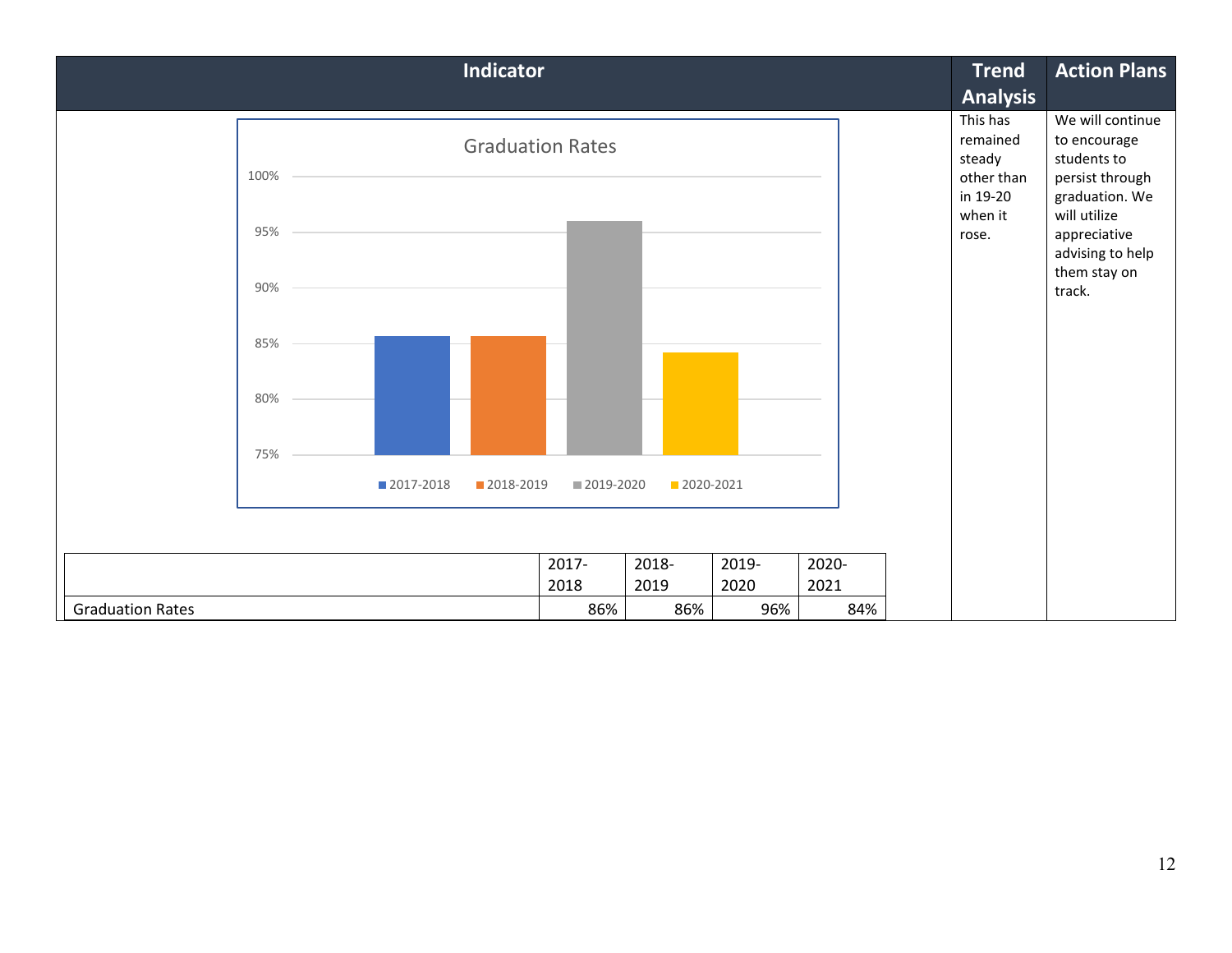| Indicator | Trend Analysis | Action Plans |
|---|---|---|
| Graduation Rates | This has remained steady other than in 19-20 when it rose. | We will continue to encourage students to persist through graduation. We will utilize appreciative advising to help them stay on track. |

Graduation Rates

| | 2017-2018 | 2018-2019 | 2019-2020 | 2020-2021 |
|---|---|---|---|---|
| Graduation Rates | 86% | 86% | 96% | 84% |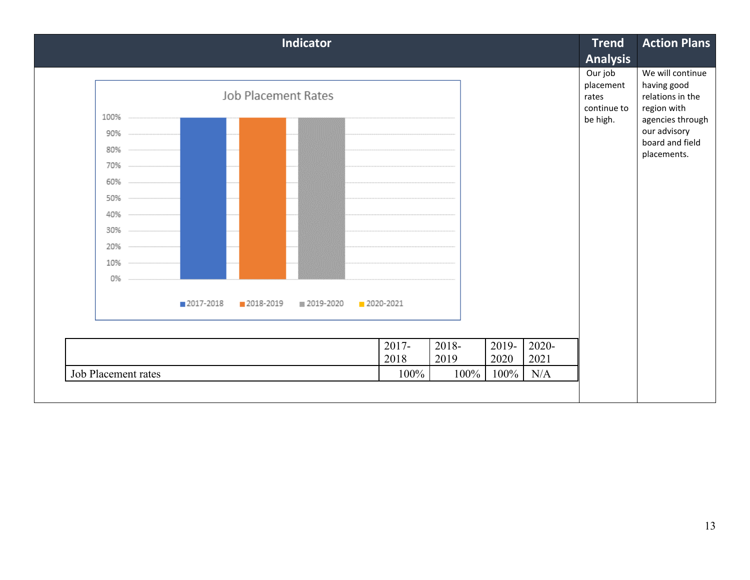| Indicator | Trend Analysis | Action Plans |
|---|---|---|
| (see chart and table below) | Our job placement rates continue to be high. | We will continue having good relations in the region with agencies through our advisory board and field placements. |

Job Placement Rates

100%
90%
80%
70%
60%
50%
40%
30%
20%
10%
0%

2017-2018 2018-2019 2019-2020 2020-2021

| | 2017-2018 | 2018-2019 | 2019-2020 | 2020-2021 |
|---|---|---|---|---|
| Job Placement rates | 100% | 100% | 100% | N/A |